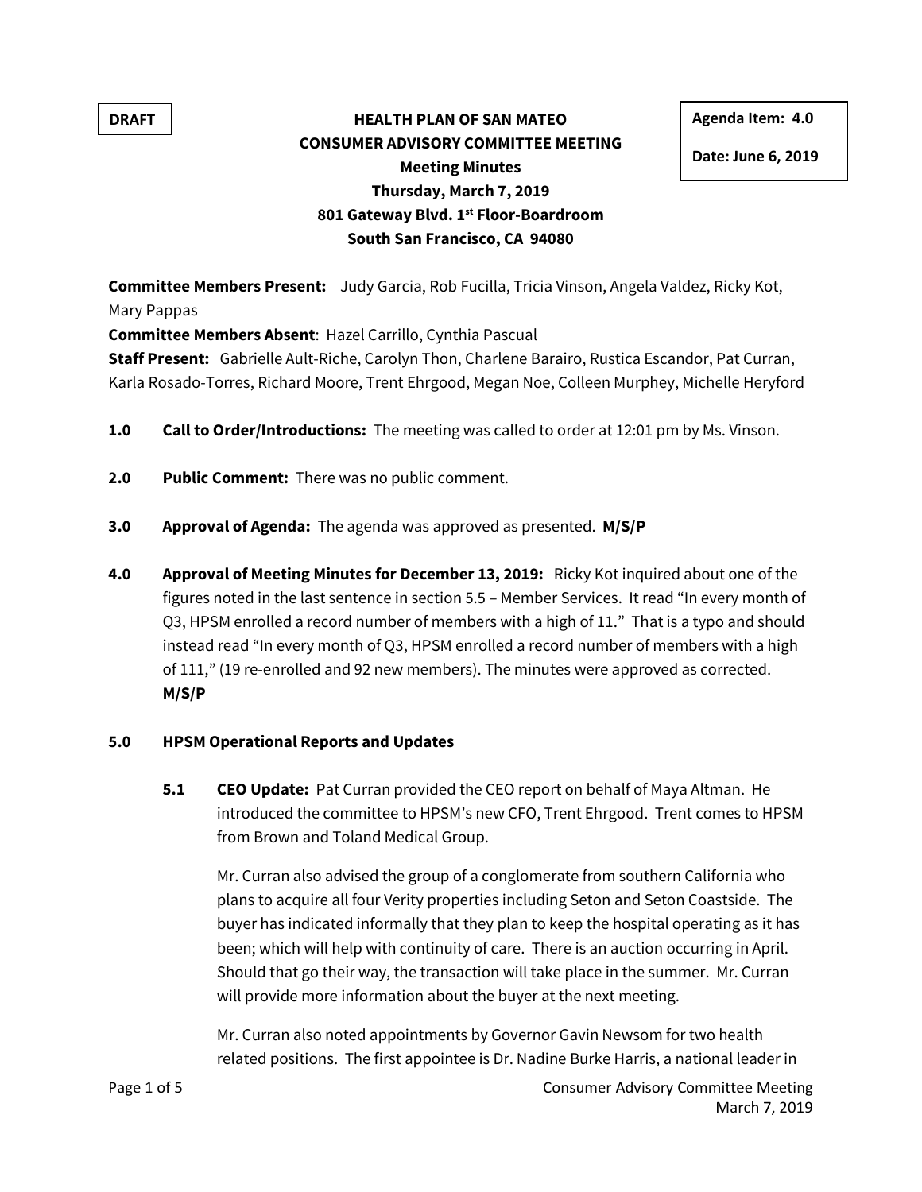**DRAFT**

**Agenda Item: 4.0**

**Date: June 6, 2019**

# HEALTH PLAN OF SAN MATEO
## CONSUMER ADVISORY COMMITTEE MEETING
### Meeting Minutes
### Thursday, March 7, 2019
### 801 Gateway Blvd. 1st Floor-Boardroom
### South San Francisco, CA 94080

**Committee Members Present:** Judy Garcia, Rob Fucilla, Tricia Vinson, Angela Valdez, Ricky Kot, Mary Pappas

**Committee Members Absent**: Hazel Carrillo, Cynthia Pascual

**Staff Present:** Gabrielle Ault-Riche, Carolyn Thon, Charlene Barairo, Rustica Escandor, Pat Curran, Karla Rosado-Torres, Richard Moore, Trent Ehrgood, Megan Noe, Colleen Murphey, Michelle Heryford

**1.0 Call to Order/Introductions:** The meeting was called to order at 12:01 pm by Ms. Vinson.

**2.0 Public Comment:** There was no public comment.

**3.0 Approval of Agenda:** The agenda was approved as presented. **M/S/P**

**4.0 Approval of Meeting Minutes for December 13, 2019:** Ricky Kot inquired about one of the figures noted in the last sentence in section 5.5 – Member Services. It read "In every month of Q3, HPSM enrolled a record number of members with a high of 11." That is a typo and should instead read "In every month of Q3, HPSM enrolled a record number of members with a high of 111," (19 re-enrolled and 92 new members). The minutes were approved as corrected. **M/S/P**

**5.0 HPSM Operational Reports and Updates**

**5.1 CEO Update:** Pat Curran provided the CEO report on behalf of Maya Altman. He introduced the committee to HPSM's new CFO, Trent Ehrgood. Trent comes to HPSM from Brown and Toland Medical Group.

Mr. Curran also advised the group of a conglomerate from southern California who plans to acquire all four Verity properties including Seton and Seton Coastside. The buyer has indicated informally that they plan to keep the hospital operating as it has been; which will help with continuity of care. There is an auction occurring in April. Should that go their way, the transaction will take place in the summer. Mr. Curran will provide more information about the buyer at the next meeting.

Mr. Curran also noted appointments by Governor Gavin Newsom for two health related positions. The first appointee is Dr. Nadine Burke Harris, a national leader in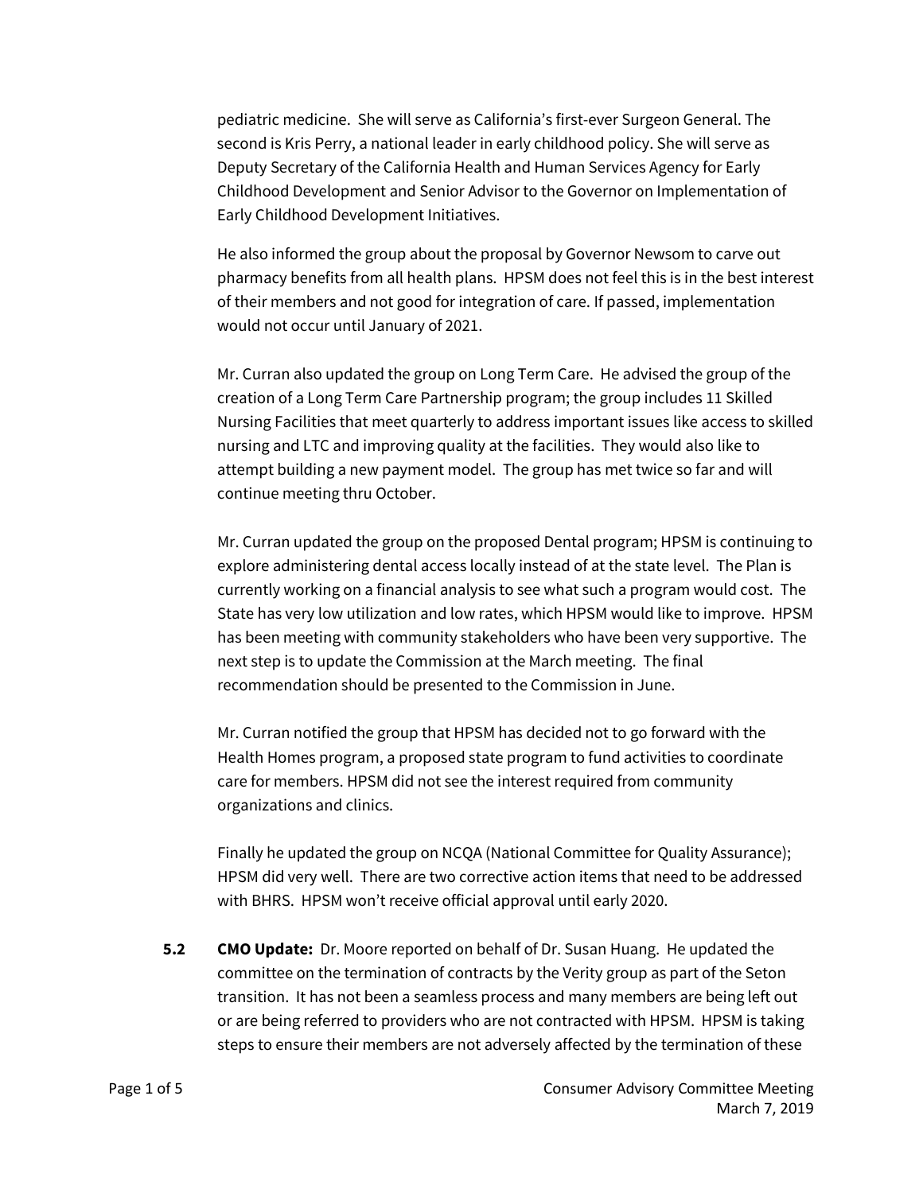pediatric medicine. She will serve as California's first-ever Surgeon General. The second is Kris Perry, a national leader in early childhood policy. She will serve as Deputy Secretary of the California Health and Human Services Agency for Early Childhood Development and Senior Advisor to the Governor on Implementation of Early Childhood Development Initiatives.

He also informed the group about the proposal by Governor Newsom to carve out pharmacy benefits from all health plans. HPSM does not feel this is in the best interest of their members and not good for integration of care. If passed, implementation would not occur until January of 2021.

Mr. Curran also updated the group on Long Term Care. He advised the group of the creation of a Long Term Care Partnership program; the group includes 11 Skilled Nursing Facilities that meet quarterly to address important issues like access to skilled nursing and LTC and improving quality at the facilities. They would also like to attempt building a new payment model. The group has met twice so far and will continue meeting thru October.

Mr. Curran updated the group on the proposed Dental program; HPSM is continuing to explore administering dental access locally instead of at the state level. The Plan is currently working on a financial analysis to see what such a program would cost. The State has very low utilization and low rates, which HPSM would like to improve. HPSM has been meeting with community stakeholders who have been very supportive. The next step is to update the Commission at the March meeting. The final recommendation should be presented to the Commission in June.

Mr. Curran notified the group that HPSM has decided not to go forward with the Health Homes program, a proposed state program to fund activities to coordinate care for members. HPSM did not see the interest required from community organizations and clinics.

Finally he updated the group on NCQA (National Committee for Quality Assurance); HPSM did very well. There are two corrective action items that need to be addressed with BHRS. HPSM won't receive official approval until early 2020.

**5.2** **CMO Update:** Dr. Moore reported on behalf of Dr. Susan Huang. He updated the committee on the termination of contracts by the Verity group as part of the Seton transition. It has not been a seamless process and many members are being left out or are being referred to providers who are not contracted with HPSM. HPSM is taking steps to ensure their members are not adversely affected by the termination of these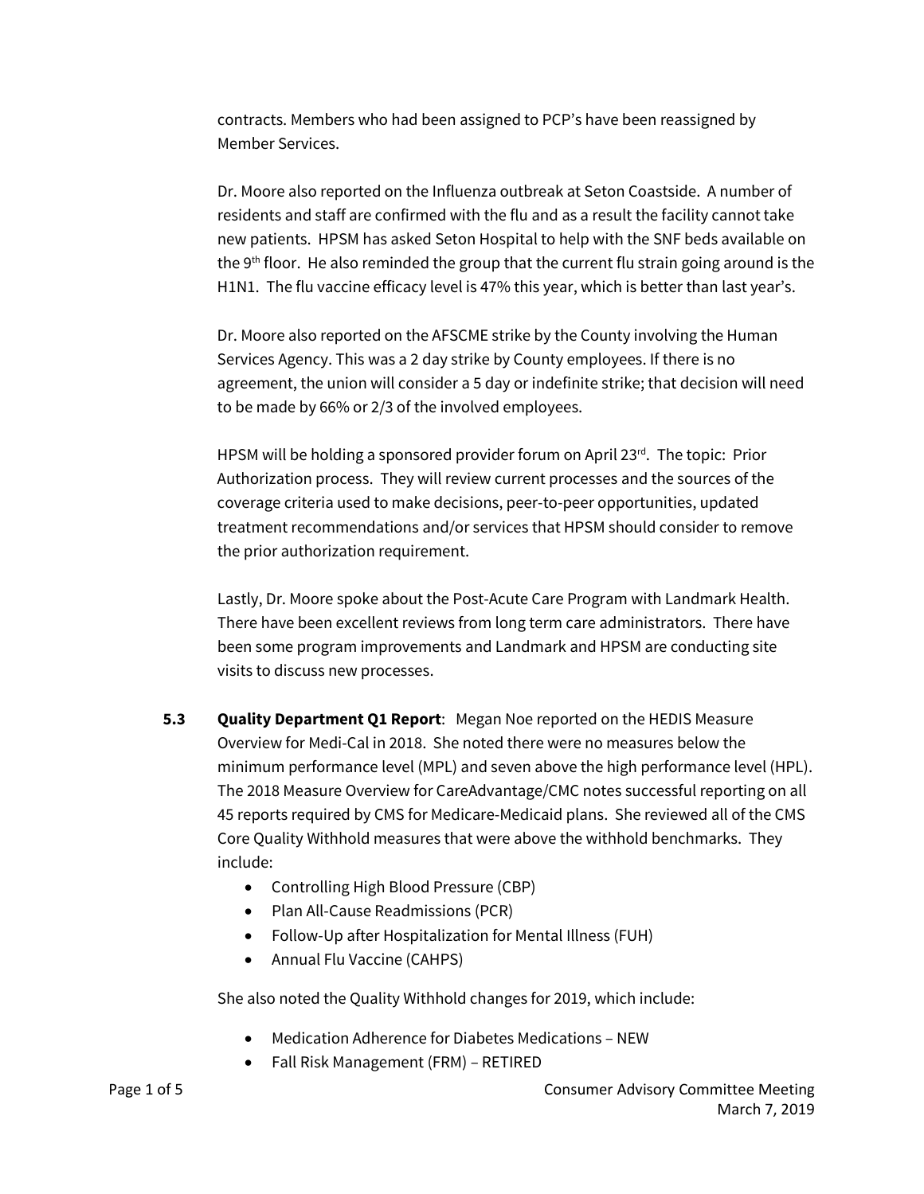contracts. Members who had been assigned to PCP's have been reassigned by Member Services.

Dr. Moore also reported on the Influenza outbreak at Seton Coastside. A number of residents and staff are confirmed with the flu and as a result the facility cannot take new patients. HPSM has asked Seton Hospital to help with the SNF beds available on the 9th floor. He also reminded the group that the current flu strain going around is the H1N1. The flu vaccine efficacy level is 47% this year, which is better than last year's.

Dr. Moore also reported on the AFSCME strike by the County involving the Human Services Agency. This was a 2 day strike by County employees. If there is no agreement, the union will consider a 5 day or indefinite strike; that decision will need to be made by 66% or 2/3 of the involved employees.

HPSM will be holding a sponsored provider forum on April 23rd. The topic: Prior Authorization process. They will review current processes and the sources of the coverage criteria used to make decisions, peer-to-peer opportunities, updated treatment recommendations and/or services that HPSM should consider to remove the prior authorization requirement.

Lastly, Dr. Moore spoke about the Post-Acute Care Program with Landmark Health. There have been excellent reviews from long term care administrators. There have been some program improvements and Landmark and HPSM are conducting site visits to discuss new processes.

**5.3 Quality Department Q1 Report**: Megan Noe reported on the HEDIS Measure Overview for Medi-Cal in 2018. She noted there were no measures below the minimum performance level (MPL) and seven above the high performance level (HPL). The 2018 Measure Overview for CareAdvantage/CMC notes successful reporting on all 45 reports required by CMS for Medicare-Medicaid plans. She reviewed all of the CMS Core Quality Withhold measures that were above the withhold benchmarks. They include:

- Controlling High Blood Pressure (CBP)
- Plan All-Cause Readmissions (PCR)
- Follow-Up after Hospitalization for Mental Illness (FUH)
- Annual Flu Vaccine (CAHPS)

She also noted the Quality Withhold changes for 2019, which include:

- Medication Adherence for Diabetes Medications – NEW
- Fall Risk Management (FRM) – RETIRED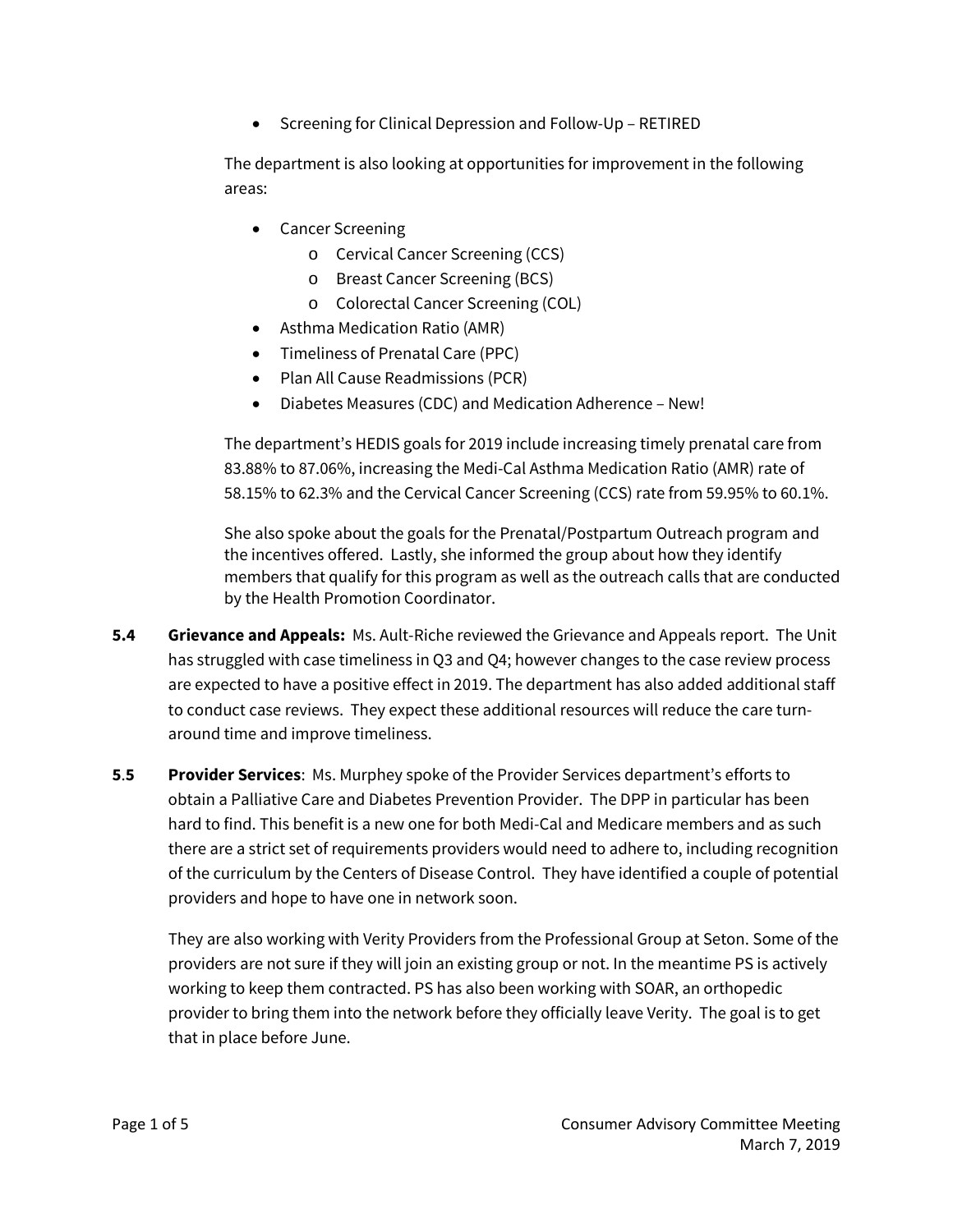- Screening for Clinical Depression and Follow-Up – RETIRED

The department is also looking at opportunities for improvement in the following areas:

- Cancer Screening
    - Cervical Cancer Screening (CCS)
    - Breast Cancer Screening (BCS)
    - Colorectal Cancer Screening (COL)
- Asthma Medication Ratio (AMR)
- Timeliness of Prenatal Care (PPC)
- Plan All Cause Readmissions (PCR)
- Diabetes Measures (CDC) and Medication Adherence – New!

The department's HEDIS goals for 2019 include increasing timely prenatal care from 83.88% to 87.06%, increasing the Medi-Cal Asthma Medication Ratio (AMR) rate of 58.15% to 62.3% and the Cervical Cancer Screening (CCS) rate from 59.95% to 60.1%.

She also spoke about the goals for the Prenatal/Postpartum Outreach program and the incentives offered. Lastly, she informed the group about how they identify members that qualify for this program as well as the outreach calls that are conducted by the Health Promotion Coordinator.

**5.4 Grievance and Appeals:** Ms. Ault-Riche reviewed the Grievance and Appeals report. The Unit has struggled with case timeliness in Q3 and Q4; however changes to the case review process are expected to have a positive effect in 2019. The department has also added additional staff to conduct case reviews. They expect these additional resources will reduce the care turn-around time and improve timeliness.

**5.5 Provider Services**: Ms. Murphey spoke of the Provider Services department's efforts to obtain a Palliative Care and Diabetes Prevention Provider. The DPP in particular has been hard to find. This benefit is a new one for both Medi-Cal and Medicare members and as such there are a strict set of requirements providers would need to adhere to, including recognition of the curriculum by the Centers of Disease Control. They have identified a couple of potential providers and hope to have one in network soon.

They are also working with Verity Providers from the Professional Group at Seton. Some of the providers are not sure if they will join an existing group or not. In the meantime PS is actively working to keep them contracted. PS has also been working with SOAR, an orthopedic provider to bring them into the network before they officially leave Verity. The goal is to get that in place before June.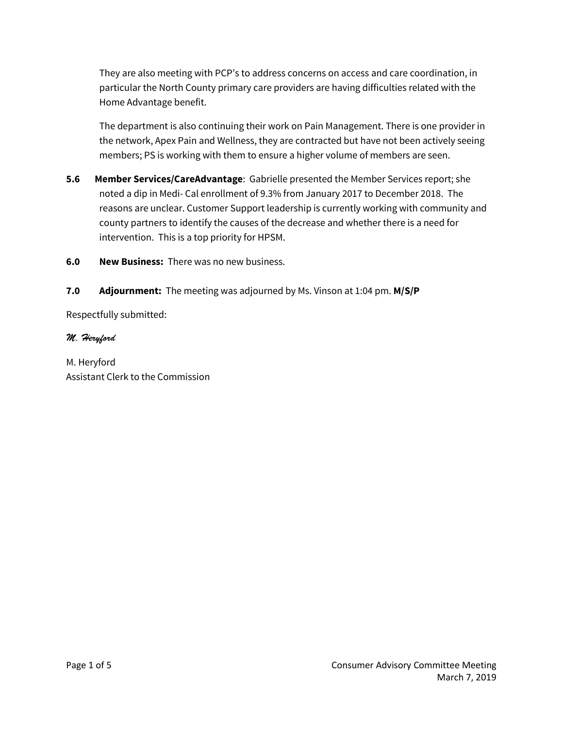They are also meeting with PCP's to address concerns on access and care coordination, in particular the North County primary care providers are having difficulties related with the Home Advantage benefit.

The department is also continuing their work on Pain Management. There is one provider in the network, Apex Pain and Wellness, they are contracted but have not been actively seeing members; PS is working with them to ensure a higher volume of members are seen.

**5.6 Member Services/CareAdvantage**: Gabrielle presented the Member Services report; she noted a dip in Medi- Cal enrollment of 9.3% from January 2017 to December 2018. The reasons are unclear. Customer Support leadership is currently working with community and county partners to identify the causes of the decrease and whether there is a need for intervention. This is a top priority for HPSM.

**6.0 New Business:** There was no new business.

**7.0 Adjournment:** The meeting was adjourned by Ms. Vinson at 1:04 pm. **M/S/P**

Respectfully submitted:

*M. Heryford*

M. Heryford
Assistant Clerk to the Commission